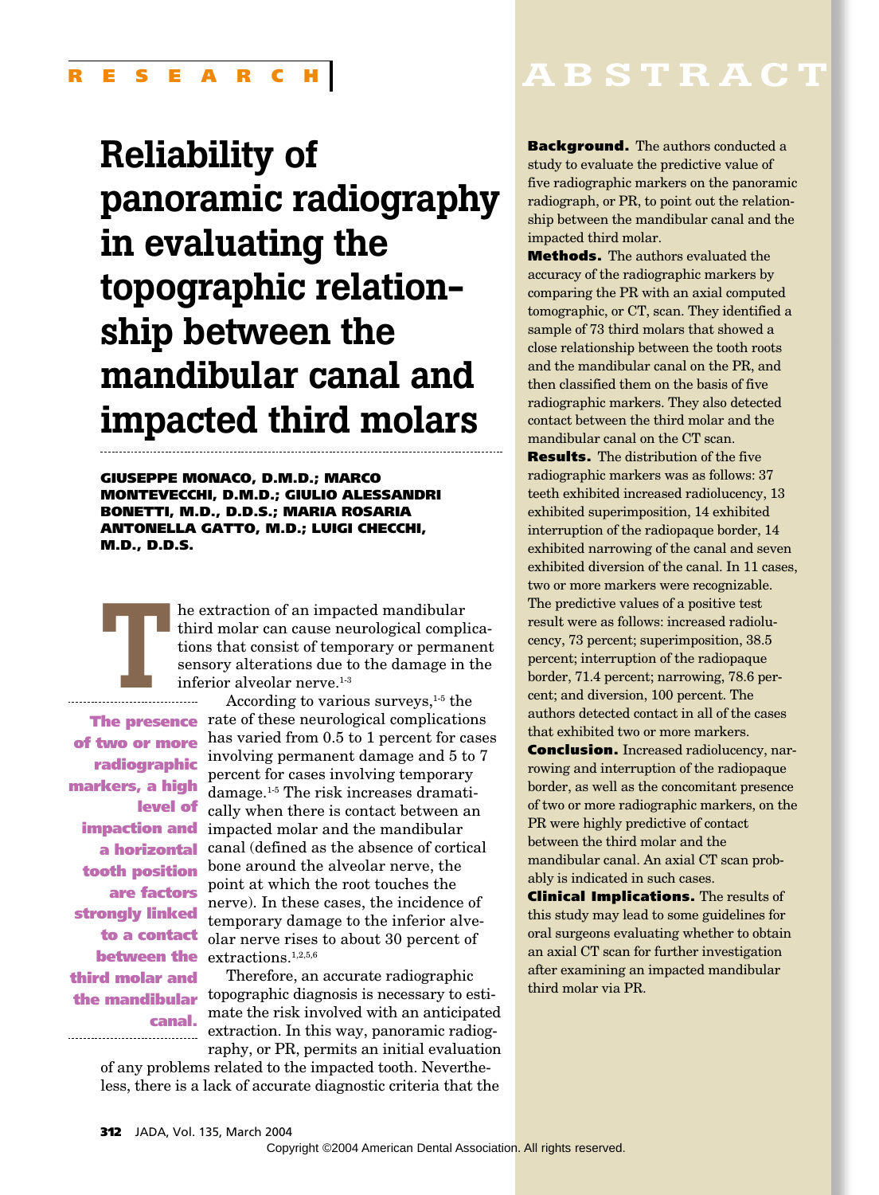RESEARCH

# Reliability of panoramic radiography in evaluating the topographic relationship between the mandibular canal and impacted third molars

**GIUSEPPE MONACO, D.M.D.; MARCO MONTEVECCHI, D.M.D.; GIULIO ALESSANDRI BONETTI, M.D., D.D.S.; MARIA ROSARIA ANTONELLA GATTO, M.D.; LUIGI CHECCHI, M.D., D.D.S.**

## ABSTRACT

**Background.** The authors conducted a study to evaluate the predictive value of five radiographic markers on the panoramic radiograph, or PR, to point out the relationship between the mandibular canal and the impacted third molar.

**Methods.** The authors evaluated the accuracy of the radiographic markers by comparing the PR with an axial computed tomographic, or CT, scan. They identified a sample of 73 third molars that showed a close relationship between the tooth roots and the mandibular canal on the PR, and then classified them on the basis of five radiographic markers. They also detected contact between the third molar and the mandibular canal on the CT scan.

**Results.** The distribution of the five radiographic markers was as follows: 37 teeth exhibited increased radiolucency, 13 exhibited superimposition, 14 exhibited interruption of the radiopaque border, 14 exhibited narrowing of the canal and seven exhibited diversion of the canal. In 11 cases, two or more markers were recognizable. The predictive values of a positive test result were as follows: increased radiolucency, 73 percent; superimposition, 38.5 percent; interruption of the radiopaque border, 71.4 percent; narrowing, 78.6 percent; and diversion, 100 percent. The authors detected contact in all of the cases that exhibited two or more markers.

**Conclusion.** Increased radiolucency, narrowing and interruption of the radiopaque border, as well as the concomitant presence of two or more radiographic markers, on the PR were highly predictive of contact between the third molar and the mandibular canal. An axial CT scan probably is indicated in such cases.

**Clinical Implications.** The results of this study may lead to some guidelines for oral surgeons evaluating whether to obtain an axial CT scan for further investigation after examining an impacted mandibular third molar via PR.

---

The extraction of an impacted mandibular third molar can cause neurological complications that consist of temporary or permanent sensory alterations due to the damage in the inferior alveolar nerve.[1-3]

**The presence of two or more radiographic markers, a high level of impaction and a horizontal tooth position are factors strongly linked to a contact between the third molar and the mandibular canal.**

According to various surveys,[1-5] the rate of these neurological complications has varied from 0.5 to 1 percent for cases involving permanent damage and 5 to 7 percent for cases involving temporary damage.[1-5] The risk increases dramatically when there is contact between an impacted molar and the mandibular canal (defined as the absence of cortical bone around the alveolar nerve, the point at which the root touches the nerve). In these cases, the incidence of temporary damage to the inferior alveolar nerve rises to about 30 percent of extractions.[1,2,5,6]

Therefore, an accurate radiographic topographic diagnosis is necessary to estimate the risk involved with an anticipated extraction. In this way, panoramic radiography, or PR, permits an initial evaluation of any problems related to the impacted tooth. Nevertheless, there is a lack of accurate diagnostic criteria that the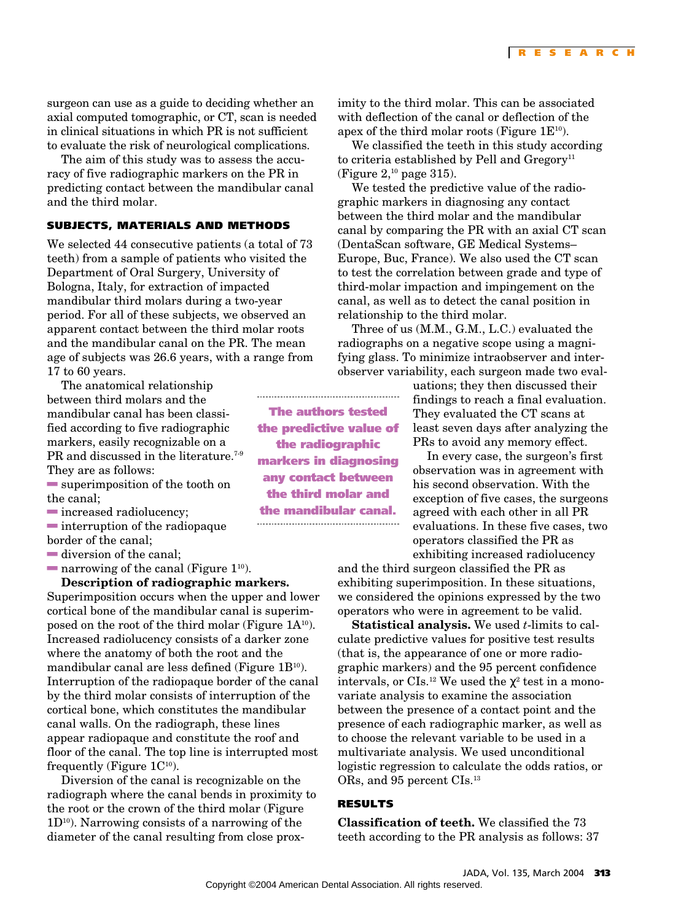surgeon can use as a guide to deciding whether an axial computed tomographic, or CT, scan is needed in clinical situations in which PR is not sufficient to evaluate the risk of neurological complications.

The aim of this study was to assess the accuracy of five radiographic markers on the PR in predicting contact between the mandibular canal and the third molar.

## SUBJECTS, MATERIALS AND METHODS

We selected 44 consecutive patients (a total of 73 teeth) from a sample of patients who visited the Department of Oral Surgery, University of Bologna, Italy, for extraction of impacted mandibular third molars during a two-year period. For all of these subjects, we observed an apparent contact between the third molar roots and the mandibular canal on the PR. The mean age of subjects was 26.6 years, with a range from 17 to 60 years.

The anatomical relationship between third molars and the mandibular canal has been classified according to five radiographic markers, easily recognizable on a PR and discussed in the literature.[7-9] They are as follows:

- superimposition of the tooth on the canal;
- increased radiolucency;
- interruption of the radiopaque border of the canal;
- diversion of the canal;
- narrowing of the canal (Figure 1[10]).

**Description of radiographic markers.** Superimposition occurs when the upper and lower cortical bone of the mandibular canal is superimposed on the root of the third molar (Figure 1A[10]). Increased radiolucency consists of a darker zone where the anatomy of both the root and the mandibular canal are less defined (Figure 1B[10]). Interruption of the radiopaque border of the canal by the third molar consists of interruption of the cortical bone, which constitutes the mandibular canal walls. On the radiograph, these lines appear radiopaque and constitute the roof and floor of the canal. The top line is interrupted most frequently (Figure 1C[10]).

Diversion of the canal is recognizable on the radiograph where the canal bends in proximity to the root or the crown of the third molar (Figure 1D[10]). Narrowing consists of a narrowing of the diameter of the canal resulting from close proximity to the third molar. This can be associated with deflection of the canal or deflection of the apex of the third molar roots (Figure 1E[10]).

We classified the teeth in this study according to criteria established by Pell and Gregory[11] (Figure 2,[10] page 315).

We tested the predictive value of the radiographic markers in diagnosing any contact between the third molar and the mandibular canal by comparing the PR with an axial CT scan (DentaScan software, GE Medical Systems–Europe, Buc, France). We also used the CT scan to test the correlation between grade and type of third-molar impaction and impingement on the canal, as well as to detect the canal position in relationship to the third molar.

Three of us (M.M., G.M., L.C.) evaluated the radiographs on a negative scope using a magnifying glass. To minimize intraobserver and interobserver variability, each surgeon made two evaluations; they then discussed their findings to reach a final evaluation. They evaluated the CT scans at least seven days after analyzing the PRs to avoid any memory effect.

**The authors tested the predictive value of the radiographic markers in diagnosing any contact between the third molar and the mandibular canal.**

In every case, the surgeon's first observation was in agreement with his second observation. With the exception of five cases, the surgeons agreed with each other in all PR evaluations. In these five cases, two operators classified the PR as exhibiting increased radiolucency and the third surgeon classified the PR as exhibiting superimposition. In these situations, we considered the opinions expressed by the two operators who were in agreement to be valid.

**Statistical analysis.** We used *t*-limits to calculate predictive values for positive test results (that is, the appearance of one or more radiographic markers) and the 95 percent confidence intervals, or CIs.[12] We used the $\chi^2$ test in a monovariate analysis to examine the association between the presence of a contact point and the presence of each radiographic marker, as well as to choose the relevant variable to be used in a multivariate analysis. We used unconditional logistic regression to calculate the odds ratios, or ORs, and 95 percent CIs.[13]

## RESULTS

**Classification of teeth.** We classified the 73 teeth according to the PR analysis as follows: 37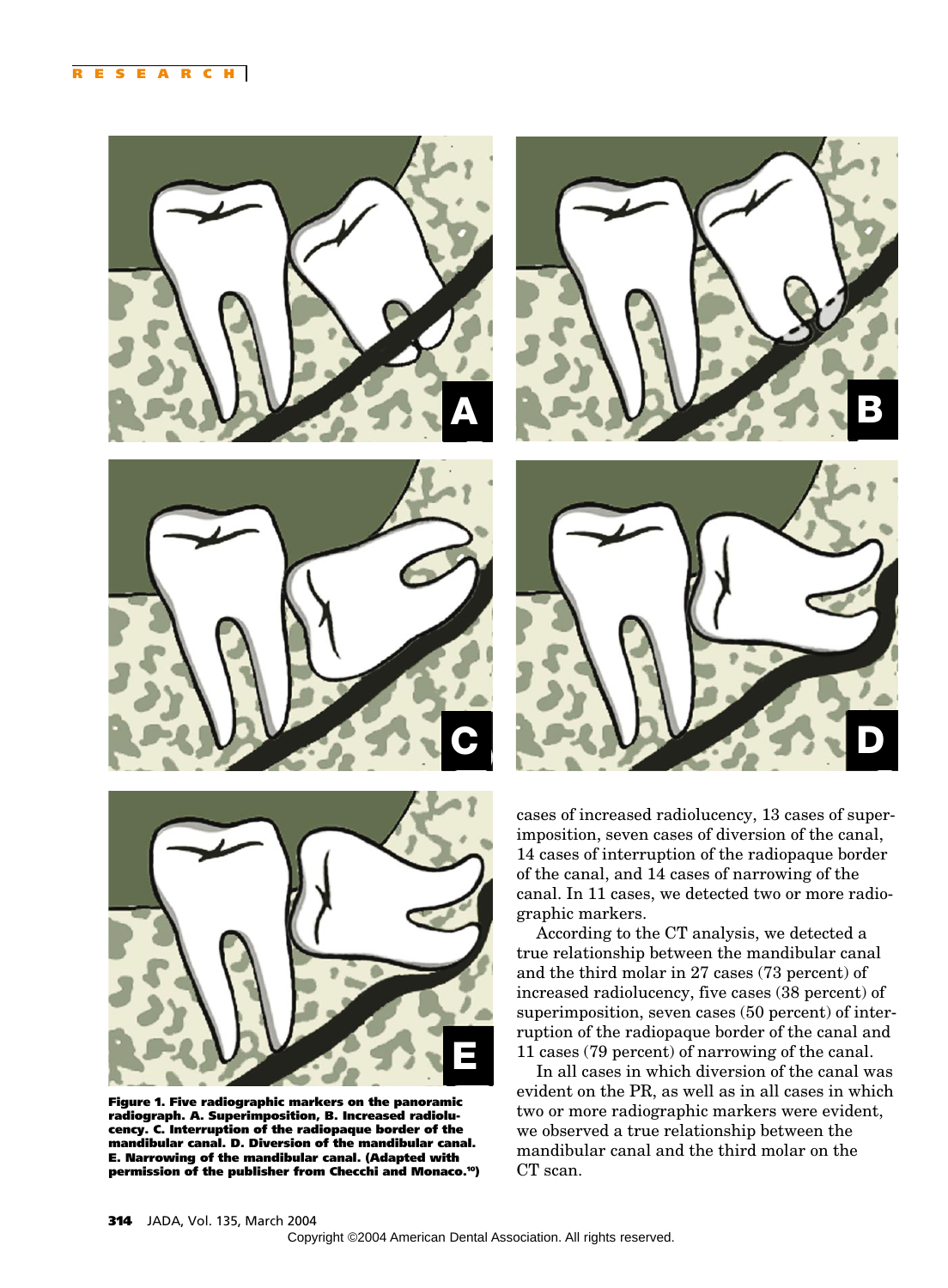Figure 1. Five radiographic markers on the panoramic radiograph. A. Superimposition, B. Increased radiolucency. C. Interruption of the radiopaque border of the mandibular canal. D. Diversion of the mandibular canal. E. Narrowing of the mandibular canal. (Adapted with permission of the publisher from Checchi and Monaco.[10])

cases of increased radiolucency, 13 cases of superimposition, seven cases of diversion of the canal, 14 cases of interruption of the radiopaque border of the canal, and 14 cases of narrowing of the canal. In 11 cases, we detected two or more radiographic markers.

According to the CT analysis, we detected a true relationship between the mandibular canal and the third molar in 27 cases (73 percent) of increased radiolucency, five cases (38 percent) of superimposition, seven cases (50 percent) of interruption of the radiopaque border of the canal and 11 cases (79 percent) of narrowing of the canal.

In all cases in which diversion of the canal was evident on the PR, as well as in all cases in which two or more radiographic markers were evident, we observed a true relationship between the mandibular canal and the third molar on the CT scan.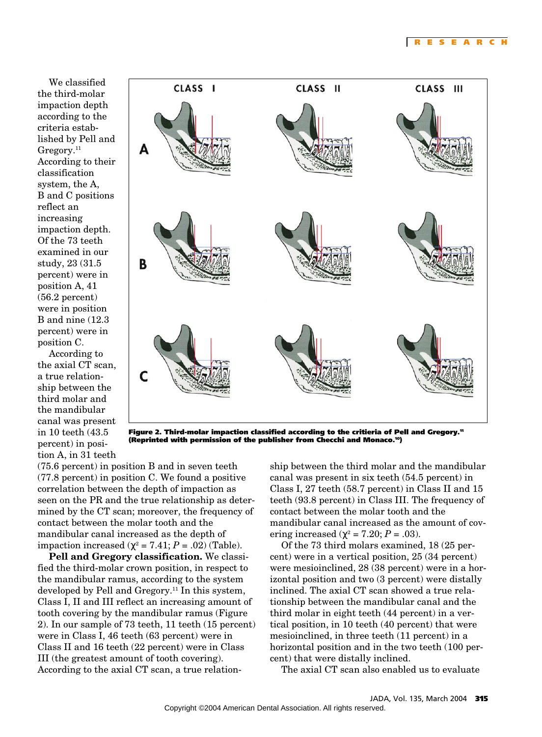We classified the third-molar impaction depth according to the criteria established by Pell and Gregory.[11] According to their classification system, the A, B and C positions reflect an increasing impaction depth. Of the 73 teeth examined in our study, 23 (31.5 percent) were in position A, 41 (56.2 percent) were in position B and nine (12.3 percent) were in position C.

According to the axial CT scan, a true relationship between the third molar and the mandibular canal was present in 10 teeth (43.5 percent) in position A, in 31 teeth (75.6 percent) in position B and in seven teeth (77.8 percent) in position C. We found a positive correlation between the depth of impaction as seen on the PR and the true relationship as determined by the CT scan; moreover, the frequency of contact between the molar tooth and the mandibular canal increased as the depth of impaction increased ($\chi^2 = 7.41$; $P = .02$) (Table).

**Figure 2. Third-molar impaction classified according to the critieria of Pell and Gregory.[11] (Reprinted with permission of the publisher from Checchi and Monaco.[10])**

**Pell and Gregory classification.** We classified the third-molar crown position, in respect to the mandibular ramus, according to the system developed by Pell and Gregory.[11] In this system, Class I, II and III reflect an increasing amount of tooth covering by the mandibular ramus (Figure 2). In our sample of 73 teeth, 11 teeth (15 percent) were in Class I, 46 teeth (63 percent) were in Class II and 16 teeth (22 percent) were in Class III (the greatest amount of tooth covering). According to the axial CT scan, a true relationship between the third molar and the mandibular canal was present in six teeth (54.5 percent) in Class I, 27 teeth (58.7 percent) in Class II and 15 teeth (93.8 percent) in Class III. The frequency of contact between the molar tooth and the mandibular canal increased as the amount of covering increased ($\chi^2 = 7.20$; $P = .03$).

Of the 73 third molars examined, 18 (25 percent) were in a vertical position, 25 (34 percent) were mesioinclined, 28 (38 percent) were in a horizontal position and two (3 percent) were distally inclined. The axial CT scan showed a true relationship between the mandibular canal and the third molar in eight teeth (44 percent) in a vertical position, in 10 teeth (40 percent) that were mesioinclined, in three teeth (11 percent) in a horizontal position and in the two teeth (100 percent) that were distally inclined.

The axial CT scan also enabled us to evaluate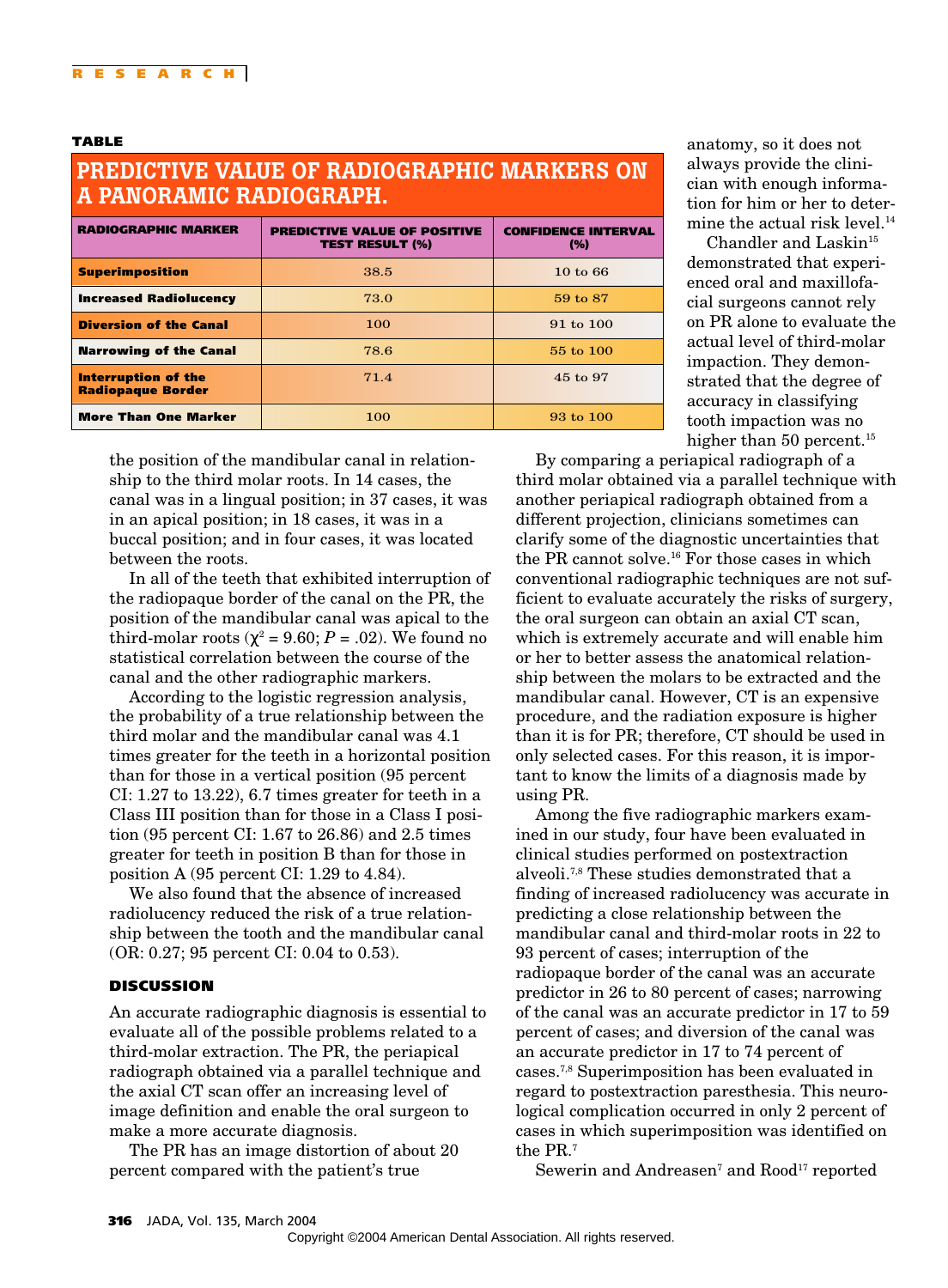**TABLE**

**PREDICTIVE VALUE OF RADIOGRAPHIC MARKERS ON A PANORAMIC RADIOGRAPH.**

| RADIOGRAPHIC MARKER | PREDICTIVE VALUE OF POSITIVE TEST RESULT (%) | CONFIDENCE INTERVAL (%) |
|---|---|---|
| Superimposition | 38.5 | 10 to 66 |
| Increased Radiolucency | 73.0 | 59 to 87 |
| Diversion of the Canal | 100 | 91 to 100 |
| Narrowing of the Canal | 78.6 | 55 to 100 |
| Interruption of the Radiopaque Border | 71.4 | 45 to 97 |
| More Than One Marker | 100 | 93 to 100 |

the position of the mandibular canal in relationship to the third molar roots. In 14 cases, the canal was in a lingual position; in 37 cases, it was in an apical position; in 18 cases, it was in a buccal position; and in four cases, it was located between the roots.

In all of the teeth that exhibited interruption of the radiopaque border of the canal on the PR, the position of the mandibular canal was apical to the third-molar roots ($\chi^2 = 9.60$; $P = .02$). We found no statistical correlation between the course of the canal and the other radiographic markers.

According to the logistic regression analysis, the probability of a true relationship between the third molar and the mandibular canal was 4.1 times greater for the teeth in a horizontal position than for those in a vertical position (95 percent CI: 1.27 to 13.22), 6.7 times greater for teeth in a Class III position than for those in a Class I position (95 percent CI: 1.67 to 26.86) and 2.5 times greater for teeth in position B than for those in position A (95 percent CI: 1.29 to 4.84).

We also found that the absence of increased radiolucency reduced the risk of a true relationship between the tooth and the mandibular canal (OR: 0.27; 95 percent CI: 0.04 to 0.53).

## DISCUSSION

An accurate radiographic diagnosis is essential to evaluate all of the possible problems related to a third-molar extraction. The PR, the periapical radiograph obtained via a parallel technique and the axial CT scan offer an increasing level of image definition and enable the oral surgeon to make a more accurate diagnosis.

The PR has an image distortion of about 20 percent compared with the patient's true anatomy, so it does not always provide the clinician with enough information for him or her to determine the actual risk level.[14]

Chandler and Laskin[15] demonstrated that experienced oral and maxillofacial surgeons cannot rely on PR alone to evaluate the actual level of third-molar impaction. They demonstrated that the degree of accuracy in classifying tooth impaction was no higher than 50 percent.[15]

By comparing a periapical radiograph of a third molar obtained via a parallel technique with another periapical radiograph obtained from a different projection, clinicians sometimes can clarify some of the diagnostic uncertainties that the PR cannot solve.[16] For those cases in which conventional radiographic techniques are not sufficient to evaluate accurately the risks of surgery, the oral surgeon can obtain an axial CT scan, which is extremely accurate and will enable him or her to better assess the anatomical relationship between the molars to be extracted and the mandibular canal. However, CT is an expensive procedure, and the radiation exposure is higher than it is for PR; therefore, CT should be used in only selected cases. For this reason, it is important to know the limits of a diagnosis made by using PR.

Among the five radiographic markers examined in our study, four have been evaluated in clinical studies performed on postextraction alveoli.[7,8] These studies demonstrated that a finding of increased radiolucency was accurate in predicting a close relationship between the mandibular canal and third-molar roots in 22 to 93 percent of cases; interruption of the radiopaque border of the canal was an accurate predictor in 26 to 80 percent of cases; narrowing of the canal was an accurate predictor in 17 to 59 percent of cases; and diversion of the canal was an accurate predictor in 17 to 74 percent of cases.[7,8] Superimposition has been evaluated in regard to postextraction paresthesia. This neurological complication occurred in only 2 percent of cases in which superimposition was identified on the PR.[7]

Sewerin and Andreasen[7] and Rood[17] reported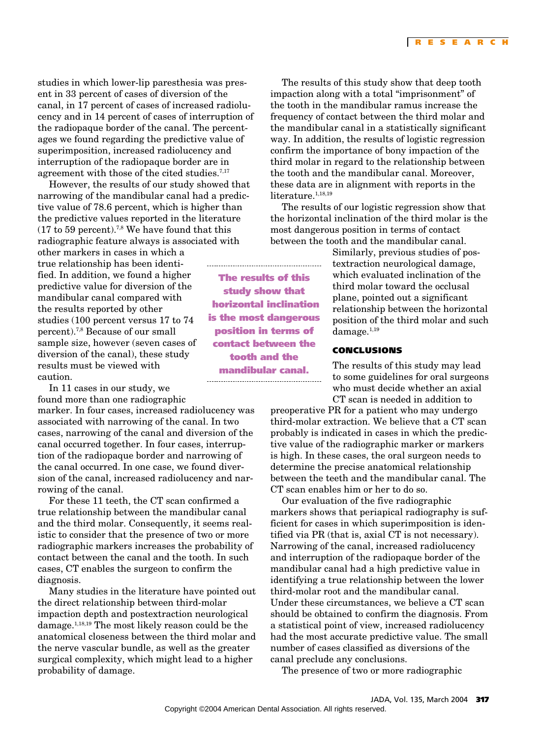studies in which lower-lip paresthesia was present in 33 percent of cases of diversion of the canal, in 17 percent of cases of increased radiolucency and in 14 percent of cases of interruption of the radiopaque border of the canal. The percentages we found regarding the predictive value of superimposition, increased radiolucency and interruption of the radiopaque border are in agreement with those of the cited studies.[7,17]

However, the results of our study showed that narrowing of the mandibular canal had a predictive value of 78.6 percent, which is higher than the predictive values reported in the literature (17 to 59 percent).[7,8] We have found that this radiographic feature always is associated with other markers in cases in which a true relationship has been identified. In addition, we found a higher predictive value for diversion of the mandibular canal compared with the results reported by other studies (100 percent versus 17 to 74 percent).[7,8] Because of our small sample size, however (seven cases of diversion of the canal), these study results must be viewed with caution.

In 11 cases in our study, we found more than one radiographic marker. In four cases, increased radiolucency was associated with narrowing of the canal. In two cases, narrowing of the canal and diversion of the canal occurred together. In four cases, interruption of the radiopaque border and narrowing of the canal occurred. In one case, we found diversion of the canal, increased radiolucency and narrowing of the canal.

For these 11 teeth, the CT scan confirmed a true relationship between the mandibular canal and the third molar. Consequently, it seems realistic to consider that the presence of two or more radiographic markers increases the probability of contact between the canal and the tooth. In such cases, CT enables the surgeon to confirm the diagnosis.

Many studies in the literature have pointed out the direct relationship between third-molar impaction depth and postextraction neurological damage.[1,18,19] The most likely reason could be the anatomical closeness between the third molar and the nerve vascular bundle, as well as the greater surgical complexity, which might lead to a higher probability of damage.

The results of this study show that deep tooth impaction along with a total "imprisonment" of the tooth in the mandibular ramus increase the frequency of contact between the third molar and the mandibular canal in a statistically significant way. In addition, the results of logistic regression confirm the importance of bony impaction of the third molar in regard to the relationship between the tooth and the mandibular canal. Moreover, these data are in alignment with reports in the literature.[1,18,19]

The results of our logistic regression show that the horizontal inclination of the third molar is the most dangerous position in terms of contact between the tooth and the mandibular canal. Similarly, previous studies of postextraction neurological damage, which evaluated inclination of the third molar toward the occlusal plane, pointed out a significant relationship between the horizontal position of the third molar and such damage.[1,19]

**The results of this study show that horizontal inclination is the most dangerous position in terms of contact between the tooth and the mandibular canal.**

## CONCLUSIONS

The results of this study may lead to some guidelines for oral surgeons who must decide whether an axial CT scan is needed in addition to preoperative PR for a patient who may undergo third-molar extraction. We believe that a CT scan probably is indicated in cases in which the predictive value of the radiographic marker or markers is high. In these cases, the oral surgeon needs to determine the precise anatomical relationship between the teeth and the mandibular canal. The CT scan enables him or her to do so.

Our evaluation of the five radiographic markers shows that periapical radiography is sufficient for cases in which superimposition is identified via PR (that is, axial CT is not necessary). Narrowing of the canal, increased radiolucency and interruption of the radiopaque border of the mandibular canal had a high predictive value in identifying a true relationship between the lower third-molar root and the mandibular canal. Under these circumstances, we believe a CT scan should be obtained to confirm the diagnosis. From a statistical point of view, increased radiolucency had the most accurate predictive value. The small number of cases classified as diversions of the canal preclude any conclusions.

The presence of two or more radiographic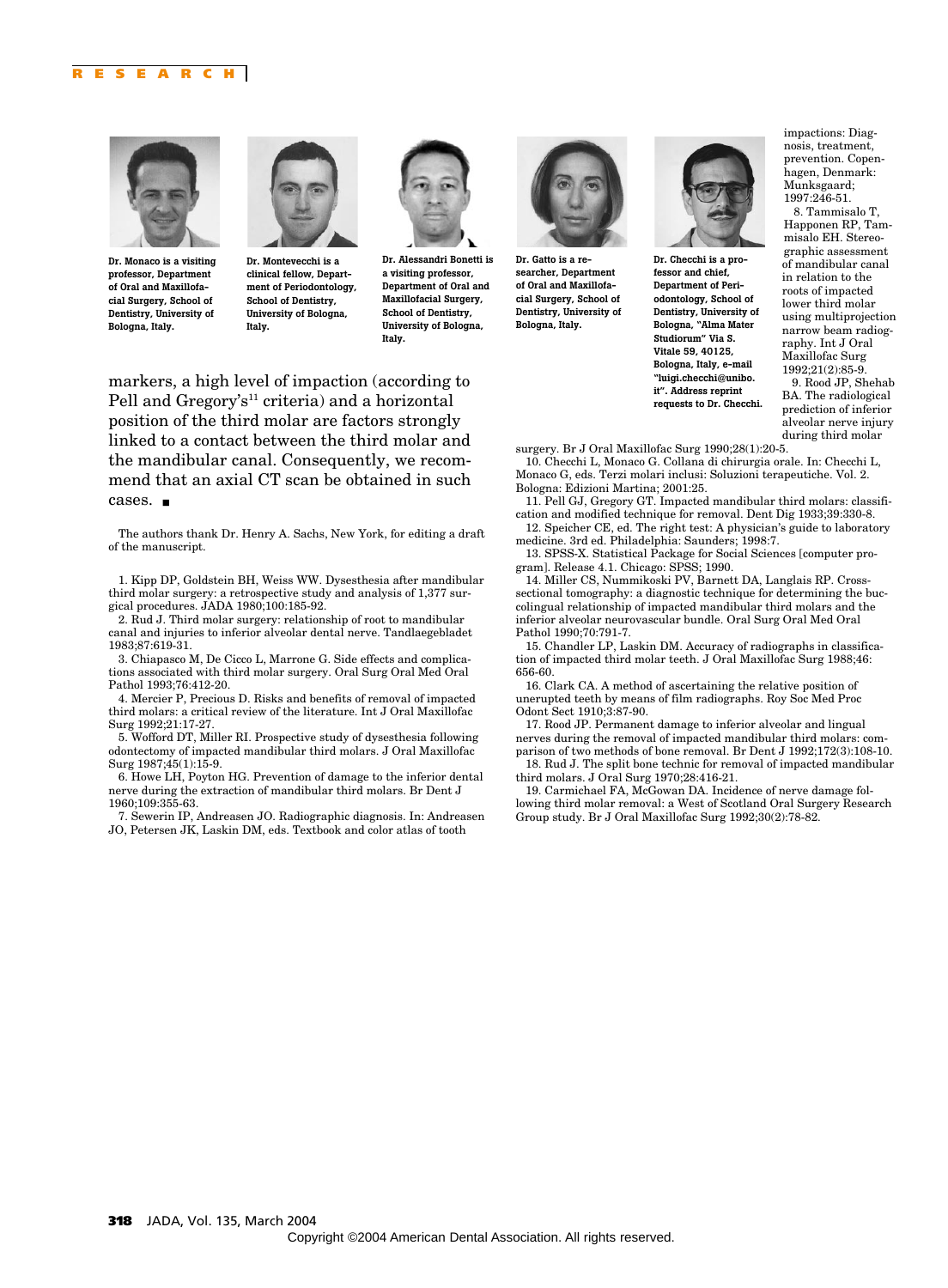Dr. Monaco is a visiting professor, Department of Oral and Maxillofacial Surgery, School of Dentistry, University of Bologna, Italy.

Dr. Montevecchi is a clinical fellow, Department of Periodontology, School of Dentistry, University of Bologna, Italy.

Dr. Alessandri Bonetti is a visiting professor, Department of Oral and Maxillofacial Surgery, School of Dentistry, University of Bologna, Italy.

Dr. Gatto is a researcher, Department of Oral and Maxillofacial Surgery, School of Dentistry, University of Bologna, Italy.

Dr. Checchi is a professor and chief, Department of Periodontology, School of Dentistry, University of Bologna, "Alma Mater Studiorum" Via S. Vitale 59, 40125, Bologna, Italy, e-mail "luigi.checchi@unibo.it". Address reprint requests to Dr. Checchi.

markers, a high level of impaction (according to Pell and Gregory's[11] criteria) and a horizontal position of the third molar are factors strongly linked to a contact between the third molar and the mandibular canal. Consequently, we recommend that an axial CT scan be obtained in such cases. ■

The authors thank Dr. Henry A. Sachs, New York, for editing a draft of the manuscript.

1. Kipp DP, Goldstein BH, Weiss WW. Dysesthesia after mandibular third molar surgery: a retrospective study and analysis of 1,377 surgical procedures. JADA 1980;100:185-92.
2. Rud J. Third molar surgery: relationship of root to mandibular canal and injuries to inferior alveolar dental nerve. Tandlaegebladet 1983;87:619-31.
3. Chiapasco M, De Cicco L, Marrone G. Side effects and complications associated with third molar surgery. Oral Surg Oral Med Oral Pathol 1993;76:412-20.
4. Mercier P, Precious D. Risks and benefits of removal of impacted third molars: a critical review of the literature. Int J Oral Maxillofac Surg 1992;21:17-27.
5. Wofford DT, Miller RI. Prospective study of dysesthesia following odontectomy of impacted mandibular third molars. J Oral Maxillofac Surg 1987;45(1):15-9.
6. Howe LH, Poyton HG. Prevention of damage to the inferior dental nerve during the extraction of mandibular third molars. Br Dent J 1960;109:355-63.
7. Sewerin IP, Andreasen JO. Radiographic diagnosis. In: Andreasen JO, Petersen JK, Laskin DM, eds. Textbook and color atlas of tooth impactions: Diagnosis, treatment, prevention. Copenhagen, Denmark: Munksgaard; 1997:246-51.
8. Tammisalo T, Happonen RP, Tammisalo EH. Stereographic assessment of mandibular canal in relation to the roots of impacted lower third molar using multiprojection narrow beam radiography. Int J Oral Maxillofac Surg 1992;21(2):85-9.
9. Rood JP, Shehab BA. The radiological prediction of inferior alveolar nerve injury during third molar surgery. Br J Oral Maxillofac Surg 1990;28(1):20-5.
10. Checchi L, Monaco G. Collana di chirurgia orale. In: Checchi L, Monaco G, eds. Terzi molari inclusi: Soluzioni terapeutiche. Vol. 2. Bologna: Edizioni Martina; 2001:25.
11. Pell GJ, Gregory GT. Impacted mandibular third molars: classification and modified technique for removal. Dent Dig 1933;39:330-8.
12. Speicher CE, ed. The right test: A physician's guide to laboratory medicine. 3rd ed. Philadelphia: Saunders; 1998:7.
13. SPSS-X. Statistical Package for Social Sciences [computer program]. Release 4.1. Chicago: SPSS; 1990.
14. Miller CS, Nummikoski PV, Barnett DA, Langlais RP. Cross-sectional tomography: a diagnostic technique for determining the buccolingual relationship of impacted mandibular third molars and the inferior alveolar neurovascular bundle. Oral Surg Oral Med Oral Pathol 1990;70:791-7.
15. Chandler LP, Laskin DM. Accuracy of radiographs in classification of impacted third molar teeth. J Oral Maxillofac Surg 1988;46:656-60.
16. Clark CA. A method of ascertaining the relative position of unerupted teeth by means of film radiographs. Roy Soc Med Proc Odont Sect 1910;3:87-90.
17. Rood JP. Permanent damage to inferior alveolar and lingual nerves during the removal of impacted mandibular third molars: comparison of two methods of bone removal. Br Dent J 1992;172(3):108-10.
18. Rud J. The split bone technic for removal of impacted mandibular third molars. J Oral Surg 1970;28:416-21.
19. Carmichael FA, McGowan DA. Incidence of nerve damage following third molar removal: a West of Scotland Oral Surgery Research Group study. Br J Oral Maxillofac Surg 1992;30(2):78-82.